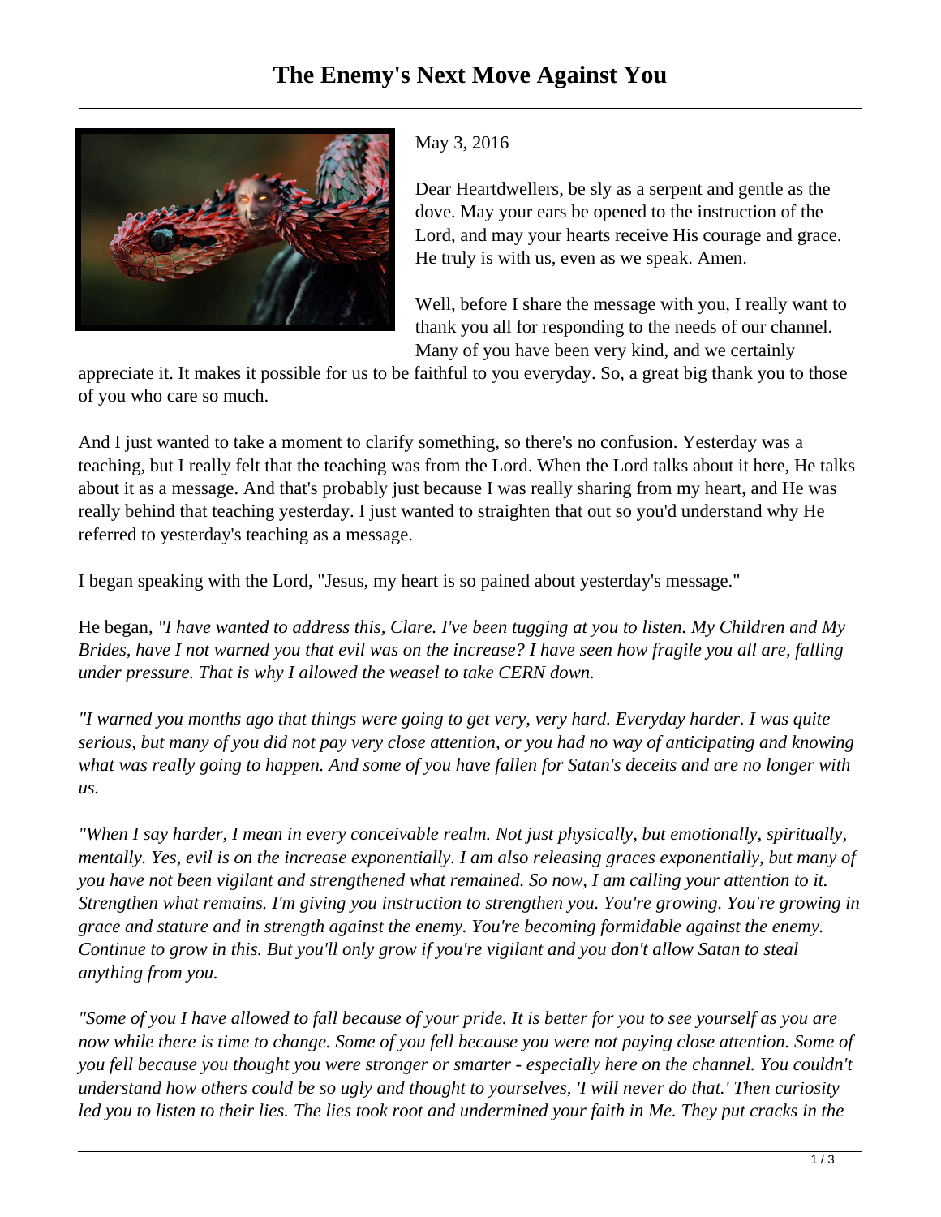# The Enemy's Next Move Against You

May 3, 2016

Dear Heartdwellers, be sly as a serpent and gentle as the dove. May your ears be opened to the instruction of the Lord, and may your hearts receive His courage and grace. He truly is with us, even as we speak. Amen.

Well, before I share the message with you, I really want to thank you all for responding to the needs of our channel. Many of you have been very kind, and we certainly appreciate it. It makes it possible for us to be faithful to you everyday. So, a great big thank you to those of you who care so much.

And I just wanted to take a moment to clarify something, so there's no confusion. Yesterday was a teaching, but I really felt that the teaching was from the Lord. When the Lord talks about it here, He talks about it as a message. And that's probably just because I was really sharing from my heart, and He was really behind that teaching yesterday. I just wanted to straighten that out so you'd understand why He referred to yesterday's teaching as a message.

I began speaking with the Lord, "Jesus, my heart is so pained about yesterday's message."

He began, *"I have wanted to address this, Clare. I've been tugging at you to listen. My Children and My Brides, have I not warned you that evil was on the increase? I have seen how fragile you all are, falling under pressure. That is why I allowed the weasel to take CERN down.*

*"I warned you months ago that things were going to get very, very hard. Everyday harder. I was quite serious, but many of you did not pay very close attention, or you had no way of anticipating and knowing what was really going to happen. And some of you have fallen for Satan's deceits and are no longer with us.*

*"When I say harder, I mean in every conceivable realm. Not just physically, but emotionally, spiritually, mentally. Yes, evil is on the increase exponentially. I am also releasing graces exponentially, but many of you have not been vigilant and strengthened what remained. So now, I am calling your attention to it. Strengthen what remains. I'm giving you instruction to strengthen you. You're growing. You're growing in grace and stature and in strength against the enemy. You're becoming formidable against the enemy. Continue to grow in this. But you'll only grow if you're vigilant and you don't allow Satan to steal anything from you.*

*"Some of you I have allowed to fall because of your pride. It is better for you to see yourself as you are now while there is time to change. Some of you fell because you were not paying close attention. Some of you fell because you thought you were stronger or smarter - especially here on the channel. You couldn't understand how others could be so ugly and thought to yourselves, 'I will never do that.' Then curiosity led you to listen to their lies. The lies took root and undermined your faith in Me. They put cracks in the*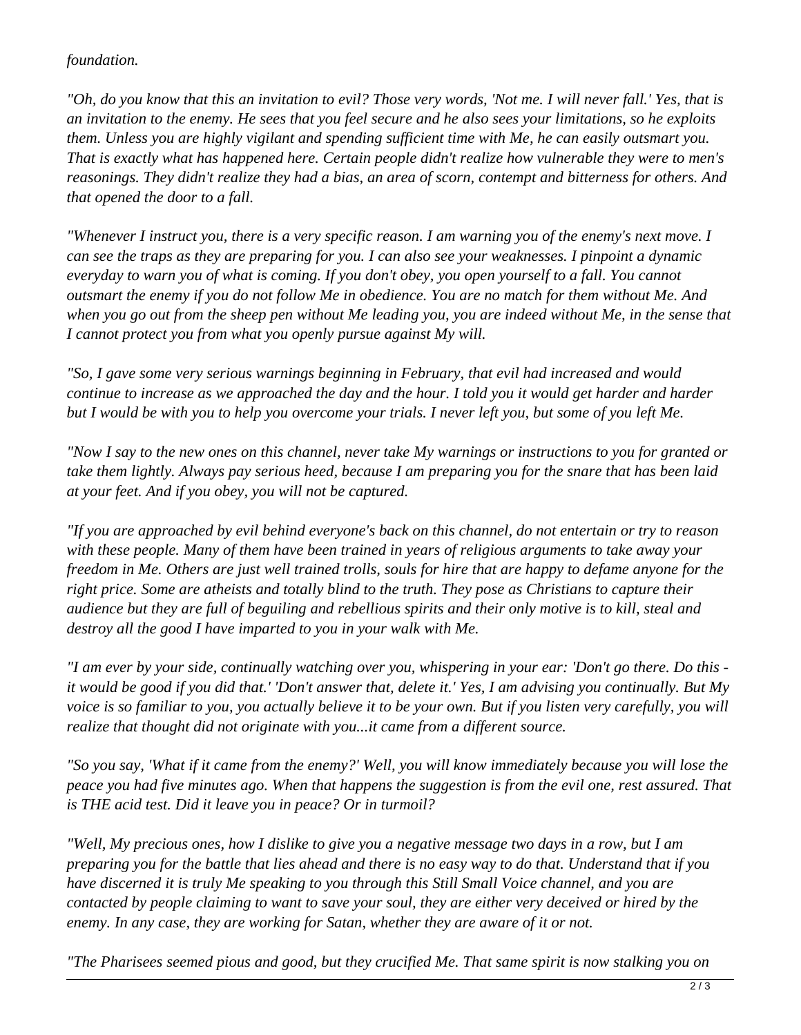*foundation.*

*"Oh, do you know that this an invitation to evil? Those very words, 'Not me. I will never fall.' Yes, that is an invitation to the enemy. He sees that you feel secure and he also sees your limitations, so he exploits them. Unless you are highly vigilant and spending sufficient time with Me, he can easily outsmart you. That is exactly what has happened here. Certain people didn't realize how vulnerable they were to men's reasonings. They didn't realize they had a bias, an area of scorn, contempt and bitterness for others. And that opened the door to a fall.*

*"Whenever I instruct you, there is a very specific reason. I am warning you of the enemy's next move. I can see the traps as they are preparing for you. I can also see your weaknesses. I pinpoint a dynamic everyday to warn you of what is coming. If you don't obey, you open yourself to a fall. You cannot outsmart the enemy if you do not follow Me in obedience. You are no match for them without Me. And when you go out from the sheep pen without Me leading you, you are indeed without Me, in the sense that I cannot protect you from what you openly pursue against My will.*

*"So, I gave some very serious warnings beginning in February, that evil had increased and would continue to increase as we approached the day and the hour. I told you it would get harder and harder but I would be with you to help you overcome your trials. I never left you, but some of you left Me.*

*"Now I say to the new ones on this channel, never take My warnings or instructions to you for granted or take them lightly. Always pay serious heed, because I am preparing you for the snare that has been laid at your feet. And if you obey, you will not be captured.*

*"If you are approached by evil behind everyone's back on this channel, do not entertain or try to reason with these people. Many of them have been trained in years of religious arguments to take away your freedom in Me. Others are just well trained trolls, souls for hire that are happy to defame anyone for the right price. Some are atheists and totally blind to the truth. They pose as Christians to capture their audience but they are full of beguiling and rebellious spirits and their only motive is to kill, steal and destroy all the good I have imparted to you in your walk with Me.*

*"I am ever by your side, continually watching over you, whispering in your ear: 'Don't go there. Do this - it would be good if you did that.' 'Don't answer that, delete it.' Yes, I am advising you continually. But My voice is so familiar to you, you actually believe it to be your own. But if you listen very carefully, you will realize that thought did not originate with you...it came from a different source.*

*"So you say, 'What if it came from the enemy?' Well, you will know immediately because you will lose the peace you had five minutes ago. When that happens the suggestion is from the evil one, rest assured. That is THE acid test. Did it leave you in peace? Or in turmoil?*

*"Well, My precious ones, how I dislike to give you a negative message two days in a row, but I am preparing you for the battle that lies ahead and there is no easy way to do that. Understand that if you have discerned it is truly Me speaking to you through this Still Small Voice channel, and you are contacted by people claiming to want to save your soul, they are either very deceived or hired by the enemy. In any case, they are working for Satan, whether they are aware of it or not.*

*"The Pharisees seemed pious and good, but they crucified Me. That same spirit is now stalking you on*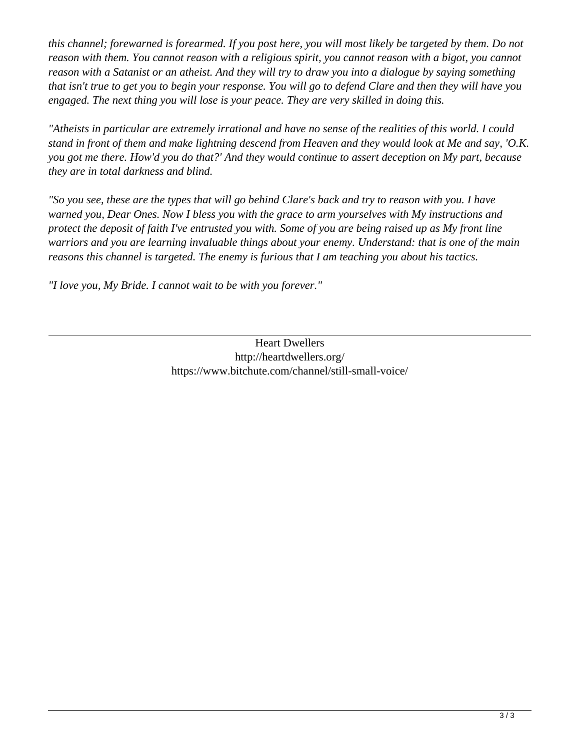*this channel; forewarned is forearmed. If you post here, you will most likely be targeted by them. Do not reason with them. You cannot reason with a religious spirit, you cannot reason with a bigot, you cannot reason with a Satanist or an atheist. And they will try to draw you into a dialogue by saying something that isn't true to get you to begin your response. You will go to defend Clare and then they will have you engaged. The next thing you will lose is your peace. They are very skilled in doing this.*

*"Atheists in particular are extremely irrational and have no sense of the realities of this world. I could stand in front of them and make lightning descend from Heaven and they would look at Me and say, 'O.K. you got me there. How'd you do that?' And they would continue to assert deception on My part, because they are in total darkness and blind.*

*"So you see, these are the types that will go behind Clare's back and try to reason with you. I have warned you, Dear Ones. Now I bless you with the grace to arm yourselves with My instructions and protect the deposit of faith I've entrusted you with. Some of you are being raised up as My front line warriors and you are learning invaluable things about your enemy. Understand: that is one of the main reasons this channel is targeted. The enemy is furious that I am teaching you about his tactics.*

*"I love you, My Bride. I cannot wait to be with you forever."*

---

Heart Dwellers
http://heartdwellers.org/
https://www.bitchute.com/channel/still-small-voice/